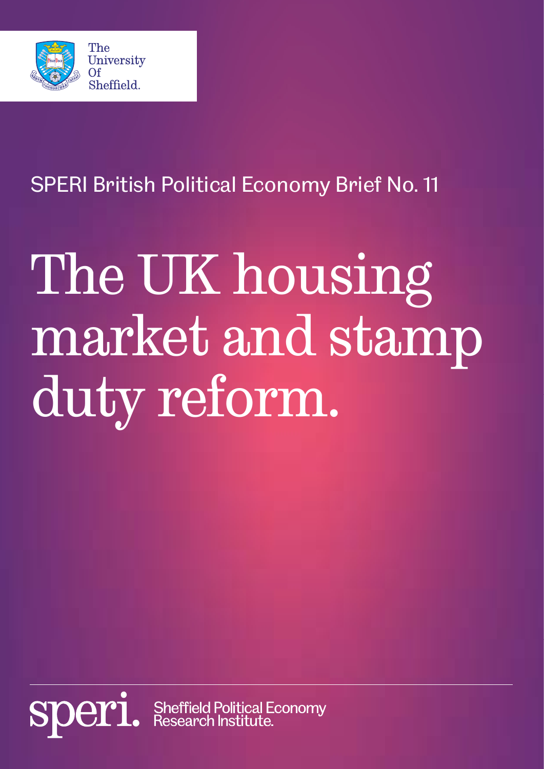The University Of Sheffield.

SPERI British Political Economy Brief No. 11

# The UK housing market and stamp duty reform.

speri. Sheffield Political Economy Research Institute.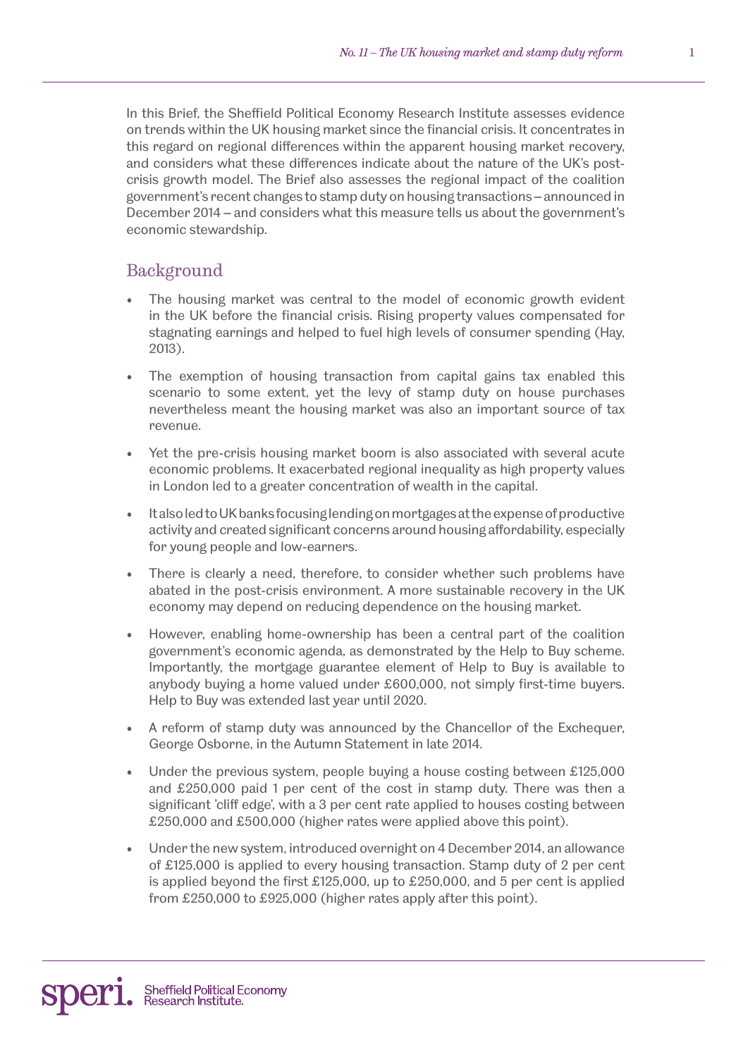In this Brief, the Sheffield Political Economy Research Institute assesses evidence on trends within the UK housing market since the financial crisis. It concentrates in this regard on regional differences within the apparent housing market recovery, and considers what these differences indicate about the nature of the UK's post-crisis growth model. The Brief also assesses the regional impact of the coalition government's recent changes to stamp duty on housing transactions – announced in December 2014 – and considers what this measure tells us about the government's economic stewardship.

## Background

- The housing market was central to the model of economic growth evident in the UK before the financial crisis. Rising property values compensated for stagnating earnings and helped to fuel high levels of consumer spending (Hay, 2013).
- The exemption of housing transaction from capital gains tax enabled this scenario to some extent, yet the levy of stamp duty on house purchases nevertheless meant the housing market was also an important source of tax revenue.
- Yet the pre-crisis housing market boom is also associated with several acute economic problems. It exacerbated regional inequality as high property values in London led to a greater concentration of wealth in the capital.
- It also led to UK banks focusing lending on mortgages at the expense of productive activity and created significant concerns around housing affordability, especially for young people and low-earners.
- There is clearly a need, therefore, to consider whether such problems have abated in the post-crisis environment. A more sustainable recovery in the UK economy may depend on reducing dependence on the housing market.
- However, enabling home-ownership has been a central part of the coalition government's economic agenda, as demonstrated by the Help to Buy scheme. Importantly, the mortgage guarantee element of Help to Buy is available to anybody buying a home valued under £600,000, not simply first-time buyers. Help to Buy was extended last year until 2020.
- A reform of stamp duty was announced by the Chancellor of the Exchequer, George Osborne, in the Autumn Statement in late 2014.
- Under the previous system, people buying a house costing between £125,000 and £250,000 paid 1 per cent of the cost in stamp duty. There was then a significant 'cliff edge', with a 3 per cent rate applied to houses costing between £250,000 and £500,000 (higher rates were applied above this point).
- Under the new system, introduced overnight on 4 December 2014, an allowance of £125,000 is applied to every housing transaction. Stamp duty of 2 per cent is applied beyond the first £125,000, up to £250,000, and 5 per cent is applied from £250,000 to £925,000 (higher rates apply after this point).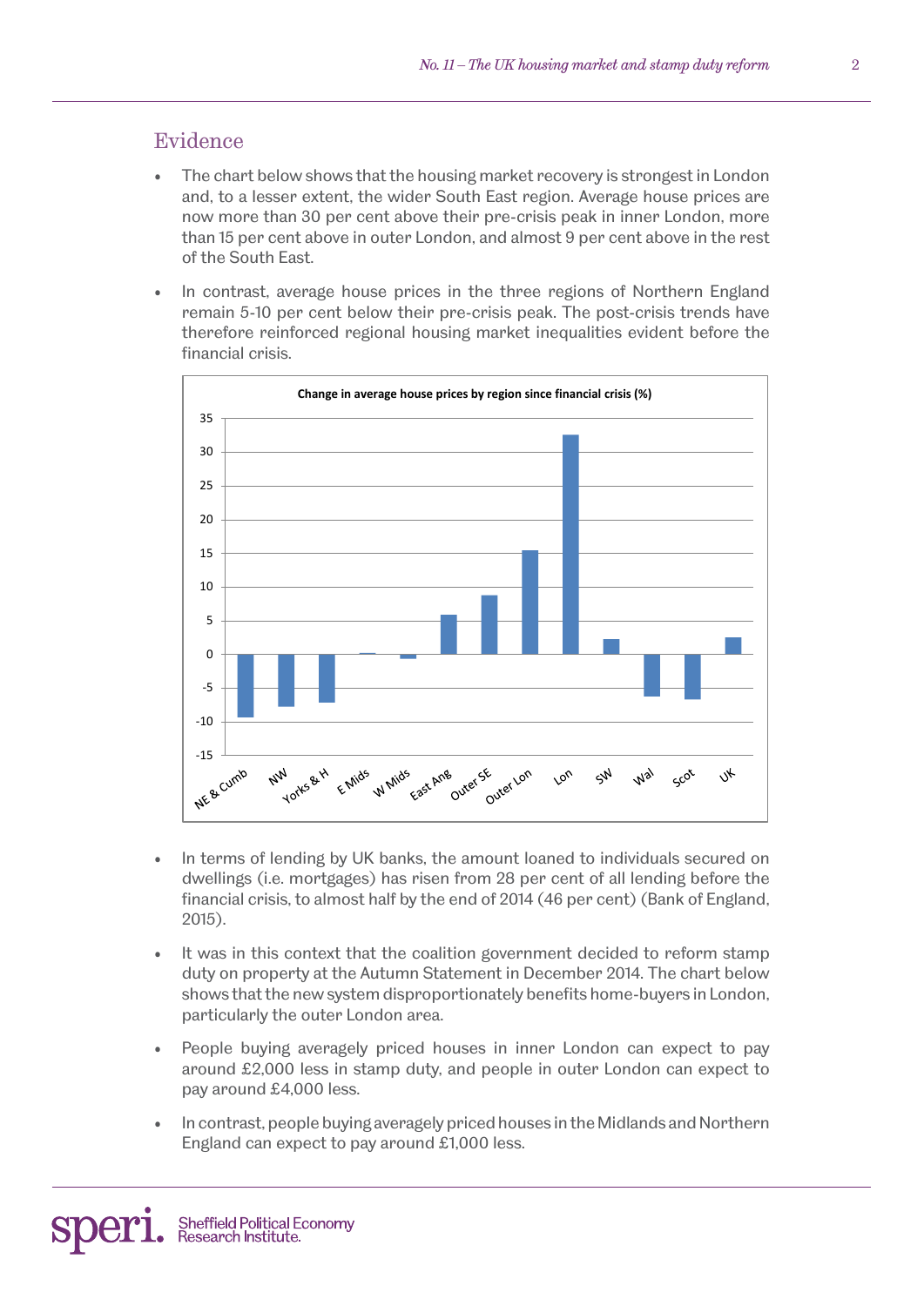## Evidence

- The chart below shows that the housing market recovery is strongest in London and, to a lesser extent, the wider South East region. Average house prices are now more than 30 per cent above their pre-crisis peak in inner London, more than 15 per cent above in outer London, and almost 9 per cent above in the rest of the South East.
- In contrast, average house prices in the three regions of Northern England remain 5-10 per cent below their pre-crisis peak. The post-crisis trends have therefore reinforced regional housing market inequalities evident before the financial crisis.

- In terms of lending by UK banks, the amount loaned to individuals secured on dwellings (i.e. mortgages) has risen from 28 per cent of all lending before the financial crisis, to almost half by the end of 2014 (46 per cent) (Bank of England, 2015).
- It was in this context that the coalition government decided to reform stamp duty on property at the Autumn Statement in December 2014. The chart below shows that the new system disproportionately benefits home-buyers in London, particularly the outer London area.
- People buying averagely priced houses in inner London can expect to pay around £2,000 less in stamp duty, and people in outer London can expect to pay around £4,000 less.
- In contrast, people buying averagely priced houses in the Midlands and Northern England can expect to pay around £1,000 less.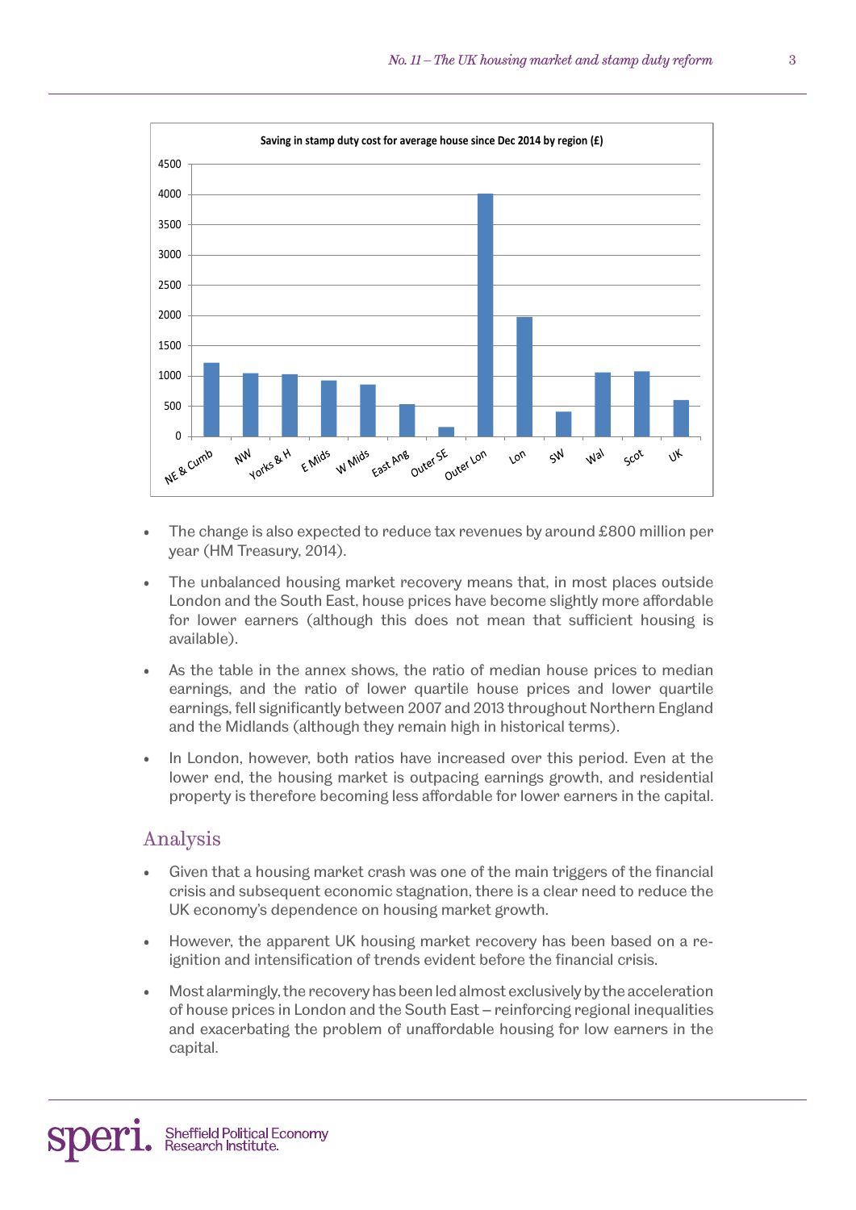**Saving in stamp duty cost for average house since Dec 2014 by region (£)**

- The change is also expected to reduce tax revenues by around £800 million per year (HM Treasury, 2014).
- The unbalanced housing market recovery means that, in most places outside London and the South East, house prices have become slightly more affordable for lower earners (although this does not mean that sufficient housing is available).
- As the table in the annex shows, the ratio of median house prices to median earnings, and the ratio of lower quartile house prices and lower quartile earnings, fell significantly between 2007 and 2013 throughout Northern England and the Midlands (although they remain high in historical terms).
- In London, however, both ratios have increased over this period. Even at the lower end, the housing market is outpacing earnings growth, and residential property is therefore becoming less affordable for lower earners in the capital.

## Analysis

- Given that a housing market crash was one of the main triggers of the financial crisis and subsequent economic stagnation, there is a clear need to reduce the UK economy's dependence on housing market growth.
- However, the apparent UK housing market recovery has been based on a re-ignition and intensification of trends evident before the financial crisis.
- Most alarmingly, the recovery has been led almost exclusively by the acceleration of house prices in London and the South East – reinforcing regional inequalities and exacerbating the problem of unaffordable housing for low earners in the capital.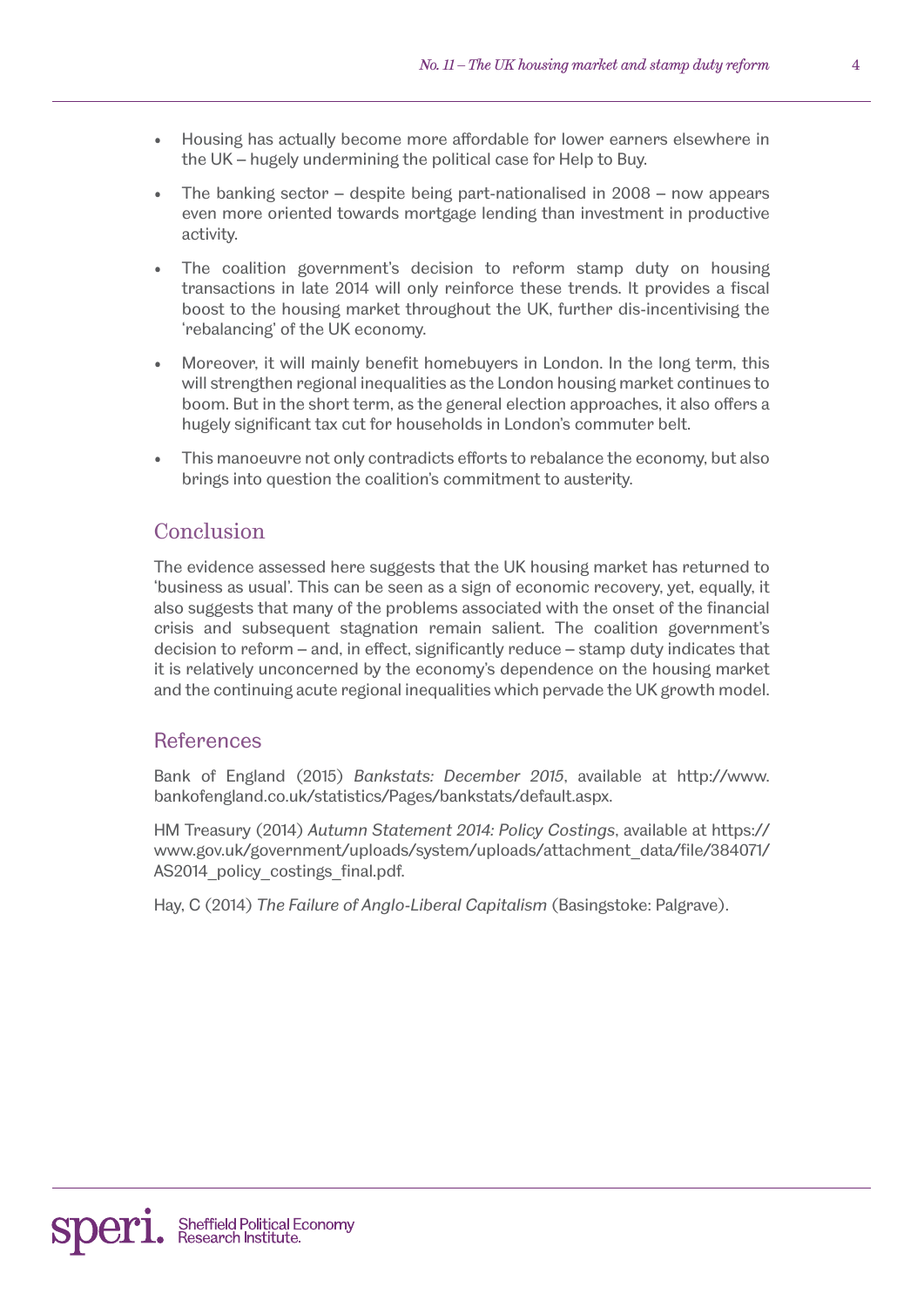- Housing has actually become more affordable for lower earners elsewhere in the UK – hugely undermining the political case for Help to Buy.
- The banking sector – despite being part-nationalised in 2008 – now appears even more oriented towards mortgage lending than investment in productive activity.
- The coalition government's decision to reform stamp duty on housing transactions in late 2014 will only reinforce these trends. It provides a fiscal boost to the housing market throughout the UK, further dis-incentivising the 'rebalancing' of the UK economy.
- Moreover, it will mainly benefit homebuyers in London. In the long term, this will strengthen regional inequalities as the London housing market continues to boom. But in the short term, as the general election approaches, it also offers a hugely significant tax cut for households in London's commuter belt.
- This manoeuvre not only contradicts efforts to rebalance the economy, but also brings into question the coalition's commitment to austerity.

## Conclusion

The evidence assessed here suggests that the UK housing market has returned to 'business as usual'. This can be seen as a sign of economic recovery, yet, equally, it also suggests that many of the problems associated with the onset of the financial crisis and subsequent stagnation remain salient. The coalition government's decision to reform – and, in effect, significantly reduce – stamp duty indicates that it is relatively unconcerned by the economy's dependence on the housing market and the continuing acute regional inequalities which pervade the UK growth model.

## References

Bank of England (2015) *Bankstats: December 2015*, available at http://www.bankofengland.co.uk/statistics/Pages/bankstats/default.aspx.

HM Treasury (2014) *Autumn Statement 2014: Policy Costings*, available at https://www.gov.uk/government/uploads/system/uploads/attachment_data/file/384071/AS2014_policy_costings_final.pdf.

Hay, C (2014) *The Failure of Anglo-Liberal Capitalism* (Basingstoke: Palgrave).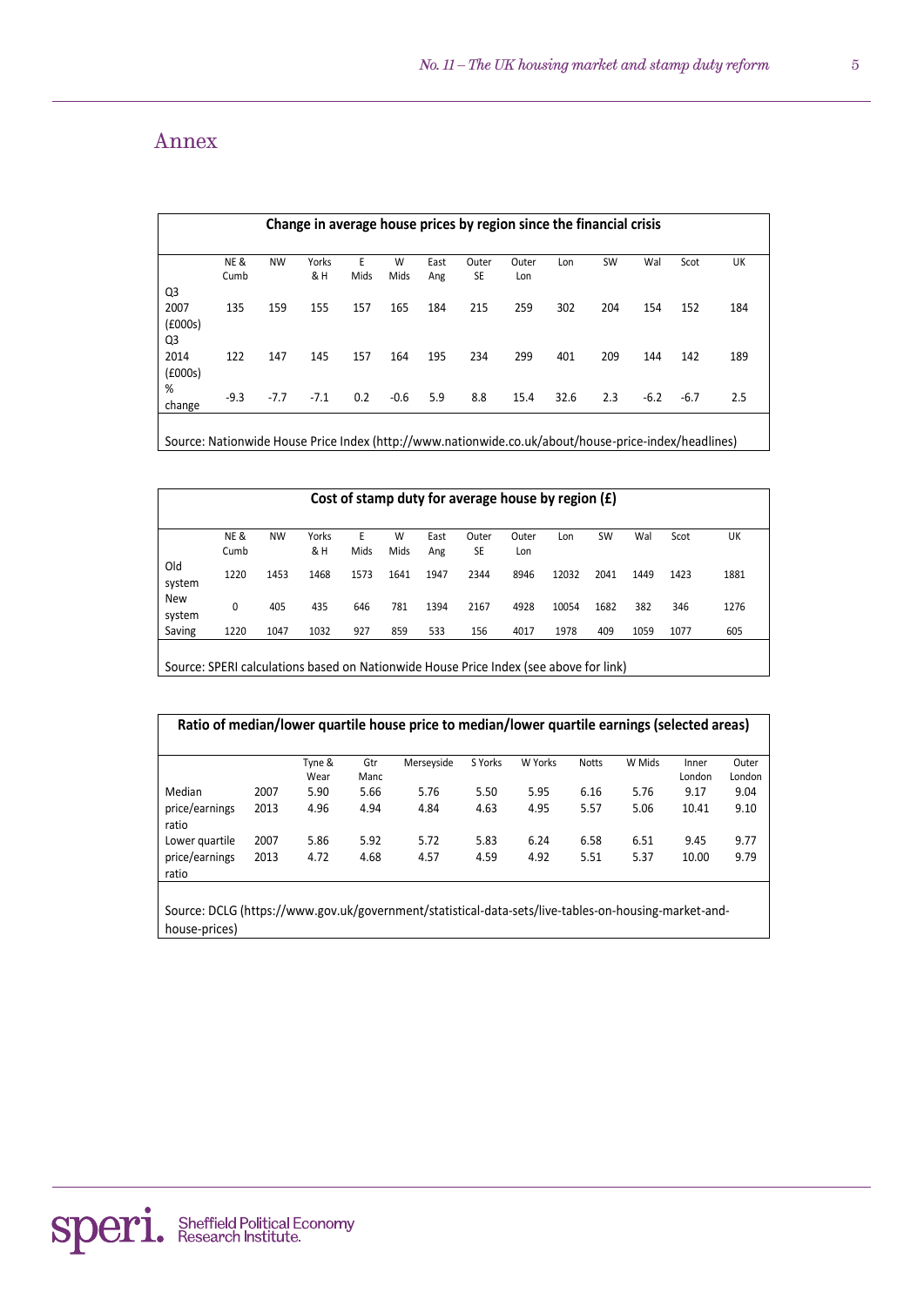## Annex

| Change in average house prices by region since the financial crisis | | | | | | | | | | | | | |
|---|---|---|---|---|---|---|---|---|---|---|---|---|---|
| | NE & Cumb | NW | Yorks & H | E Mids | W Mids | East Ang | Outer SE | Outer Lon | Lon | SW | Wal | Scot | UK |
| Q3 2007 (£000s) | 135 | 159 | 155 | 157 | 165 | 184 | 215 | 259 | 302 | 204 | 154 | 152 | 184 |
| Q3 2014 (£000s) | 122 | 147 | 145 | 157 | 164 | 195 | 234 | 299 | 401 | 209 | 144 | 142 | 189 |
| % change | -9.3 | -7.7 | -7.1 | 0.2 | -0.6 | 5.9 | 8.8 | 15.4 | 32.6 | 2.3 | -6.2 | -6.7 | 2.5 |

Source: Nationwide House Price Index (http://www.nationwide.co.uk/about/house-price-index/headlines)

| Cost of stamp duty for average house by region (£) | | | | | | | | | | | | | |
|---|---|---|---|---|---|---|---|---|---|---|---|---|---|
| | NE & Cumb | NW | Yorks & H | E Mids | W Mids | East Ang | Outer SE | Outer Lon | Lon | SW | Wal | Scot | UK |
| Old system | 1220 | 1453 | 1468 | 1573 | 1641 | 1947 | 2344 | 8946 | 12032 | 2041 | 1449 | 1423 | 1881 |
| New system | 0 | 405 | 435 | 646 | 781 | 1394 | 2167 | 4928 | 10054 | 1682 | 382 | 346 | 1276 |
| Saving | 1220 | 1047 | 1032 | 927 | 859 | 533 | 156 | 4017 | 1978 | 409 | 1059 | 1077 | 605 |

Source: SPERI calculations based on Nationwide House Price Index (see above for link)

| Ratio of median/lower quartile house price to median/lower quartile earnings (selected areas) | | | | | | | | | | |
|---|---|---|---|---|---|---|---|---|---|---|
| | | Tyne & Wear | Gtr Manc | Merseyside | S Yorks | W Yorks | Notts | W Mids | Inner London | Outer London |
| Median price/earnings ratio | 2007 | 5.90 | 5.66 | 5.76 | 5.50 | 5.95 | 6.16 | 5.76 | 9.17 | 9.04 |
| | 2013 | 4.96 | 4.94 | 4.84 | 4.63 | 4.95 | 5.57 | 5.06 | 10.41 | 9.10 |
| Lower quartile price/earnings ratio | 2007 | 5.86 | 5.92 | 5.72 | 5.83 | 6.24 | 6.58 | 6.51 | 9.45 | 9.77 |
| | 2013 | 4.72 | 4.68 | 4.57 | 4.59 | 4.92 | 5.51 | 5.37 | 10.00 | 9.79 |

Source: DCLG (https://www.gov.uk/government/statistical-data-sets/live-tables-on-housing-market-and-house-prices)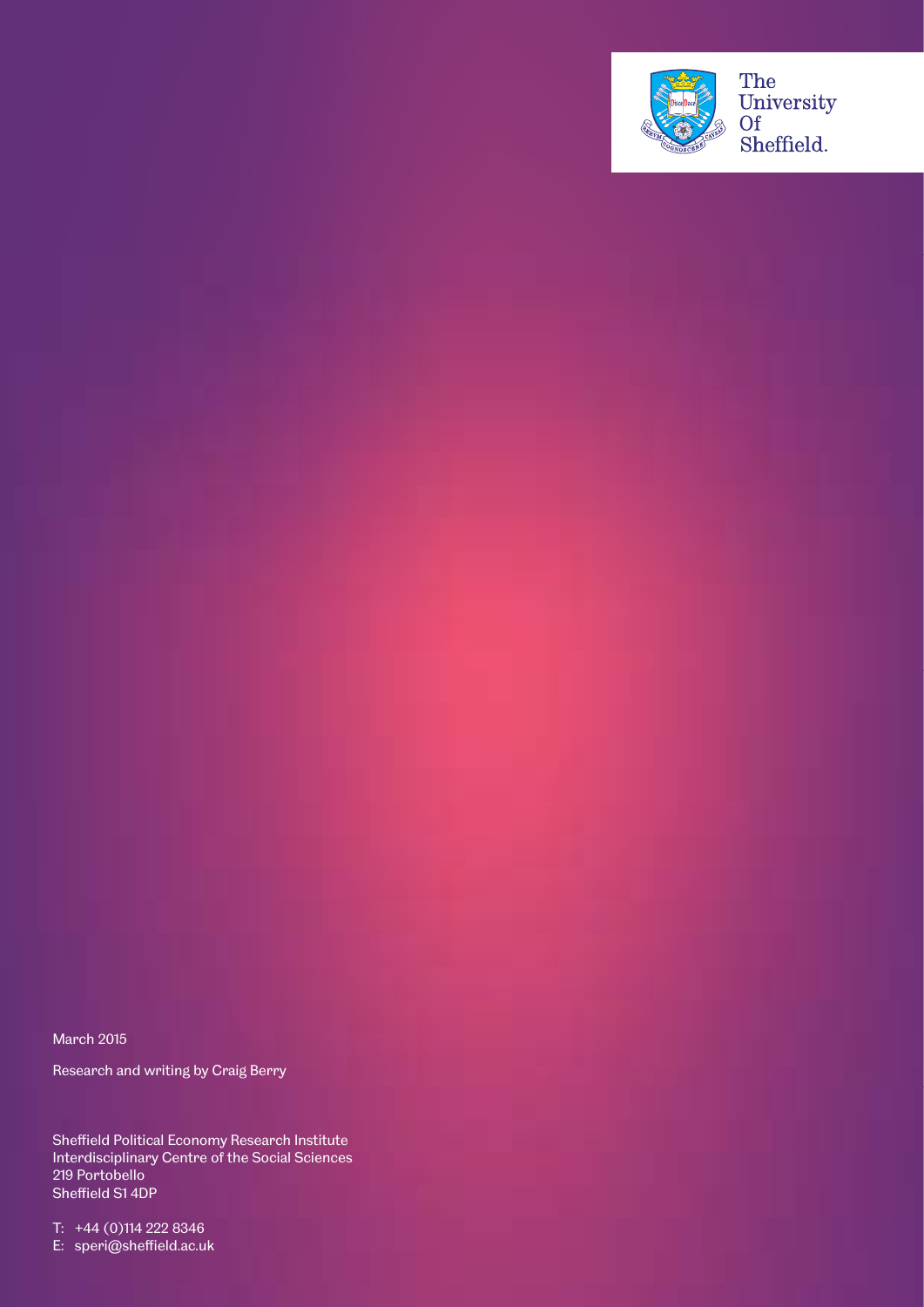The University Of Sheffield.

March 2015

Research and writing by Craig Berry

Sheffield Political Economy Research Institute
Interdisciplinary Centre of the Social Sciences
219 Portobello
Sheffield S1 4DP

T: +44 (0)114 222 8346
E: speri@sheffield.ac.uk